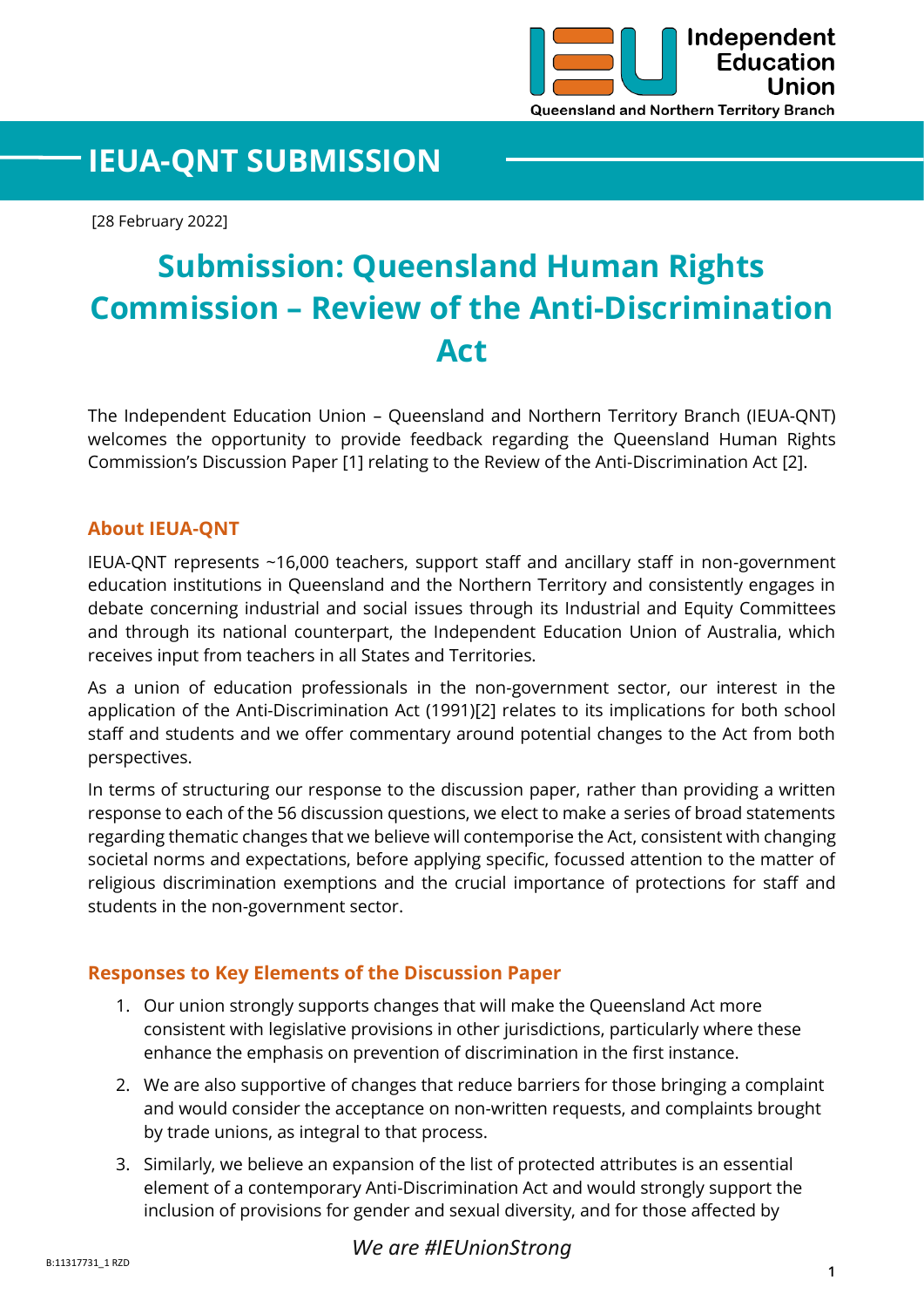# IEUA-QNT SUBMISSION

[28 February 2022]

# Submission: Queensland Human Rights Commission – Review of the Anti-Discrimination Act

The Independent Education Union – Queensland and Northern Territory Branch (IEUA-QNT) welcomes the opportunity to provide feedback regarding the Queensland Human Rights Commission's Discussion Paper [1] relating to the Review of the Anti-Discrimination Act [2].

## About IEUA-QNT

IEUA-QNT represents ~16,000 teachers, support staff and ancillary staff in non-government education institutions in Queensland and the Northern Territory and consistently engages in debate concerning industrial and social issues through its Industrial and Equity Committees and through its national counterpart, the Independent Education Union of Australia, which receives input from teachers in all States and Territories.

As a union of education professionals in the non-government sector, our interest in the application of the Anti-Discrimination Act (1991)[2] relates to its implications for both school staff and students and we offer commentary around potential changes to the Act from both perspectives.

In terms of structuring our response to the discussion paper, rather than providing a written response to each of the 56 discussion questions, we elect to make a series of broad statements regarding thematic changes that we believe will contemporise the Act, consistent with changing societal norms and expectations, before applying specific, focussed attention to the matter of religious discrimination exemptions and the crucial importance of protections for staff and students in the non-government sector.

## Responses to Key Elements of the Discussion Paper

1. Our union strongly supports changes that will make the Queensland Act more consistent with legislative provisions in other jurisdictions, particularly where these enhance the emphasis on prevention of discrimination in the first instance.
2. We are also supportive of changes that reduce barriers for those bringing a complaint and would consider the acceptance on non-written requests, and complaints brought by trade unions, as integral to that process.
3. Similarly, we believe an expansion of the list of protected attributes is an essential element of a contemporary Anti-Discrimination Act and would strongly support the inclusion of provisions for gender and sexual diversity, and for those affected by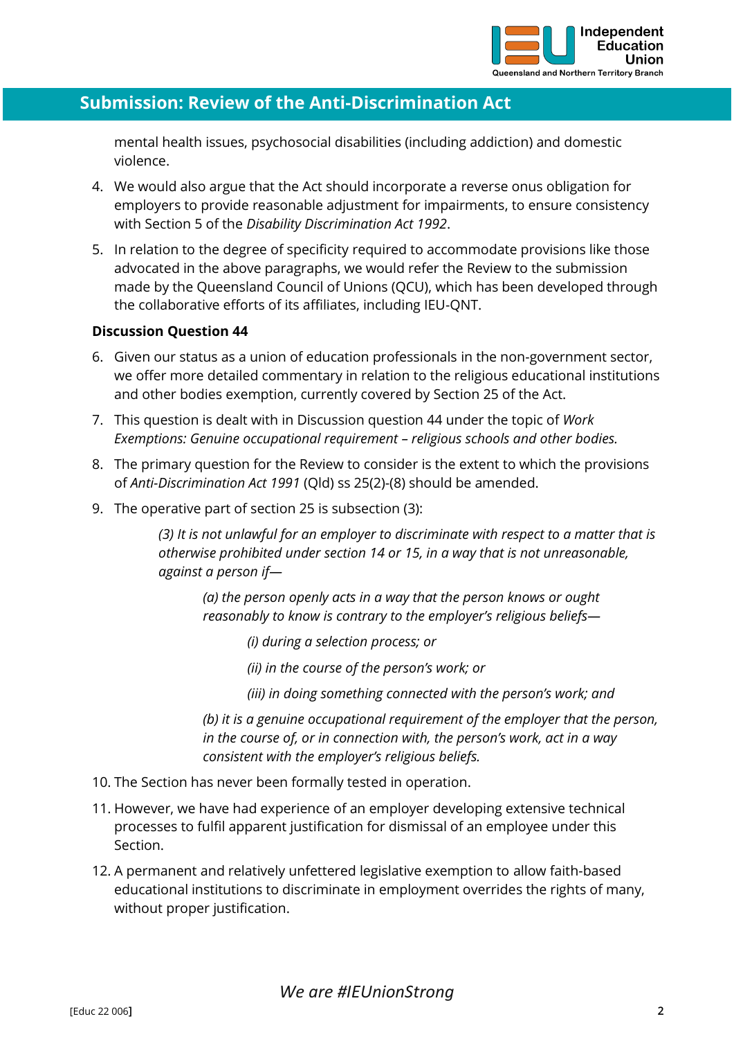mental health issues, psychosocial disabilities (including addiction) and domestic violence.

4. We would also argue that the Act should incorporate a reverse onus obligation for employers to provide reasonable adjustment for impairments, to ensure consistency with Section 5 of the *Disability Discrimination Act 1992*.
5. In relation to the degree of specificity required to accommodate provisions like those advocated in the above paragraphs, we would refer the Review to the submission made by the Queensland Council of Unions (QCU), which has been developed through the collaborative efforts of its affiliates, including IEU-QNT.

**Discussion Question 44**

6. Given our status as a union of education professionals in the non-government sector, we offer more detailed commentary in relation to the religious educational institutions and other bodies exemption, currently covered by Section 25 of the Act.
7. This question is dealt with in Discussion question 44 under the topic of *Work Exemptions: Genuine occupational requirement – religious schools and other bodies.*
8. The primary question for the Review to consider is the extent to which the provisions of *Anti-Discrimination Act 1991* (Qld) ss 25(2)-(8) should be amended.
9. The operative part of section 25 is subsection (3):

   > *(3) It is not unlawful for an employer to discriminate with respect to a matter that is otherwise prohibited under section 14 or 15, in a way that is not unreasonable, against a person if—*
   >
   > > *(a) the person openly acts in a way that the person knows or ought reasonably to know is contrary to the employer's religious beliefs—*
   > >
   > > > *(i) during a selection process; or*
   > > >
   > > > *(ii) in the course of the person's work; or*
   > > >
   > > > *(iii) in doing something connected with the person's work; and*
   > >
   > > *(b) it is a genuine occupational requirement of the employer that the person, in the course of, or in connection with, the person's work, act in a way consistent with the employer's religious beliefs.*

10. The Section has never been formally tested in operation.
11. However, we have had experience of an employer developing extensive technical processes to fulfil apparent justification for dismissal of an employee under this Section.
12. A permanent and relatively unfettered legislative exemption to allow faith-based educational institutions to discriminate in employment overrides the rights of many, without proper justification.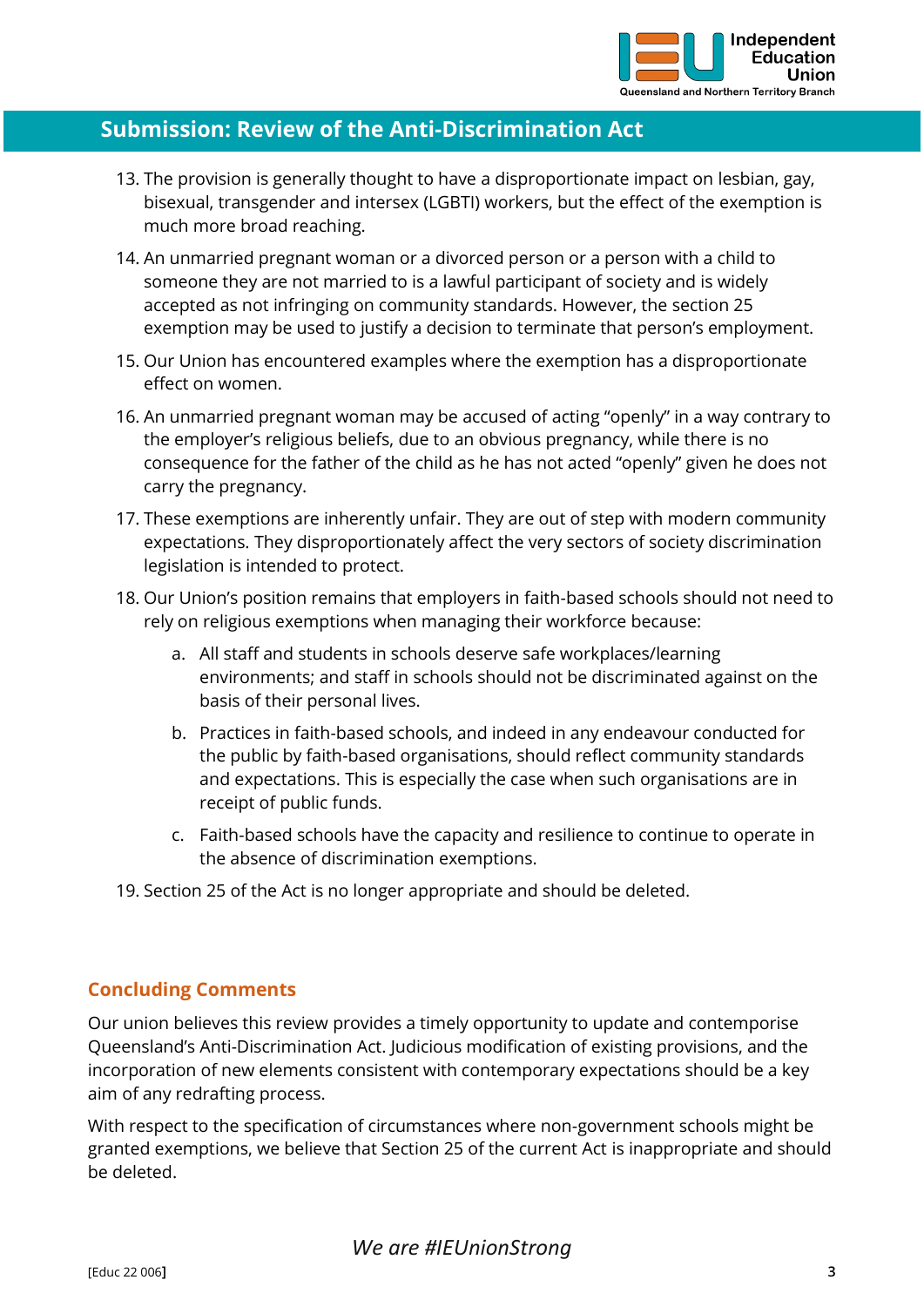13. The provision is generally thought to have a disproportionate impact on lesbian, gay, bisexual, transgender and intersex (LGBTI) workers, but the effect of the exemption is much more broad reaching.
14. An unmarried pregnant woman or a divorced person or a person with a child to someone they are not married to is a lawful participant of society and is widely accepted as not infringing on community standards. However, the section 25 exemption may be used to justify a decision to terminate that person's employment.
15. Our Union has encountered examples where the exemption has a disproportionate effect on women.
16. An unmarried pregnant woman may be accused of acting "openly" in a way contrary to the employer's religious beliefs, due to an obvious pregnancy, while there is no consequence for the father of the child as he has not acted "openly" given he does not carry the pregnancy.
17. These exemptions are inherently unfair. They are out of step with modern community expectations. They disproportionately affect the very sectors of society discrimination legislation is intended to protect.
18. Our Union's position remains that employers in faith-based schools should not need to rely on religious exemptions when managing their workforce because:
    a. All staff and students in schools deserve safe workplaces/learning environments; and staff in schools should not be discriminated against on the basis of their personal lives.
    b. Practices in faith-based schools, and indeed in any endeavour conducted for the public by faith-based organisations, should reflect community standards and expectations. This is especially the case when such organisations are in receipt of public funds.
    c. Faith-based schools have the capacity and resilience to continue to operate in the absence of discrimination exemptions.
19. Section 25 of the Act is no longer appropriate and should be deleted.

## Concluding Comments

Our union believes this review provides a timely opportunity to update and contemporise Queensland's Anti-Discrimination Act. Judicious modification of existing provisions, and the incorporation of new elements consistent with contemporary expectations should be a key aim of any redrafting process.

With respect to the specification of circumstances where non-government schools might be granted exemptions, we believe that Section 25 of the current Act is inappropriate and should be deleted.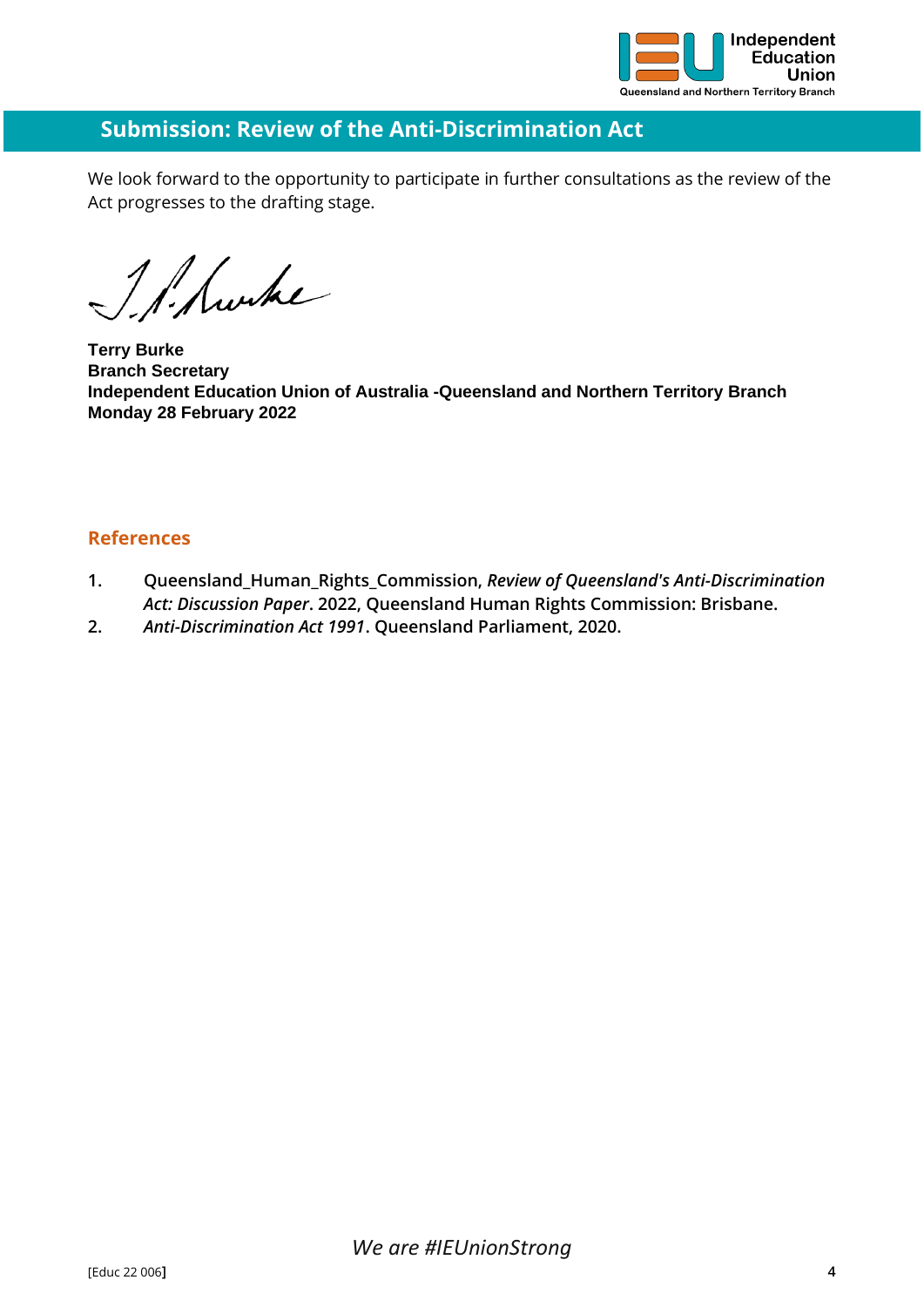## Submission: Review of the Anti-Discrimination Act

We look forward to the opportunity to participate in further consultations as the review of the Act progresses to the drafting stage.

**Terry Burke**
**Branch Secretary**
**Independent Education Union of Australia -Queensland and Northern Territory Branch**
**Monday 28 February 2022**

## References

1. Queensland_Human_Rights_Commission, *Review of Queensland's Anti-Discrimination Act: Discussion Paper*. 2022, Queensland Human Rights Commission: Brisbane.
2. *Anti-Discrimination Act 1991*. Queensland Parliament, 2020.

*We are #IEUnionStrong*

[Educ 22 006]